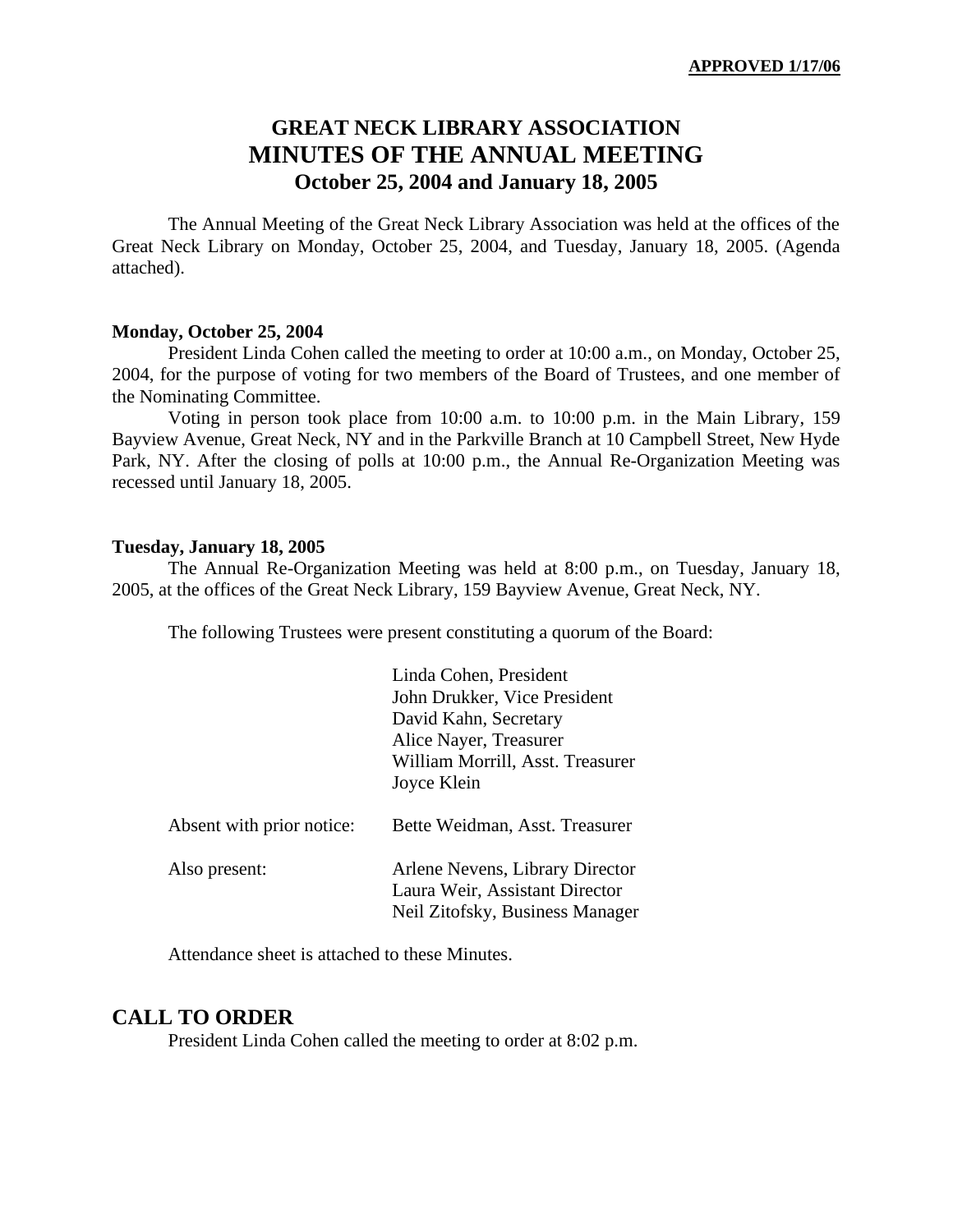**APPROVED 1/17/06**

# GREAT NECK LIBRARY ASSOCIATION
# MINUTES OF THE ANNUAL MEETING
## October 25, 2004 and January 18, 2005

The Annual Meeting of the Great Neck Library Association was held at the offices of the Great Neck Library on Monday, October 25, 2004, and Tuesday, January 18, 2005. (Agenda attached).

**Monday, October 25, 2004**

President Linda Cohen called the meeting to order at 10:00 a.m., on Monday, October 25, 2004, for the purpose of voting for two members of the Board of Trustees, and one member of the Nominating Committee.

Voting in person took place from 10:00 a.m. to 10:00 p.m. in the Main Library, 159 Bayview Avenue, Great Neck, NY and in the Parkville Branch at 10 Campbell Street, New Hyde Park, NY. After the closing of polls at 10:00 p.m., the Annual Re-Organization Meeting was recessed until January 18, 2005.

**Tuesday, January 18, 2005**

The Annual Re-Organization Meeting was held at 8:00 p.m., on Tuesday, January 18, 2005, at the offices of the Great Neck Library, 159 Bayview Avenue, Great Neck, NY.

The following Trustees were present constituting a quorum of the Board:

Linda Cohen, President
John Drukker, Vice President
David Kahn, Secretary
Alice Nayer, Treasurer
William Morrill, Asst. Treasurer
Joyce Klein

Absent with prior notice: Bette Weidman, Asst. Treasurer

Also present:
Arlene Nevens, Library Director
Laura Weir, Assistant Director
Neil Zitofsky, Business Manager

Attendance sheet is attached to these Minutes.

## CALL TO ORDER

President Linda Cohen called the meeting to order at 8:02 p.m.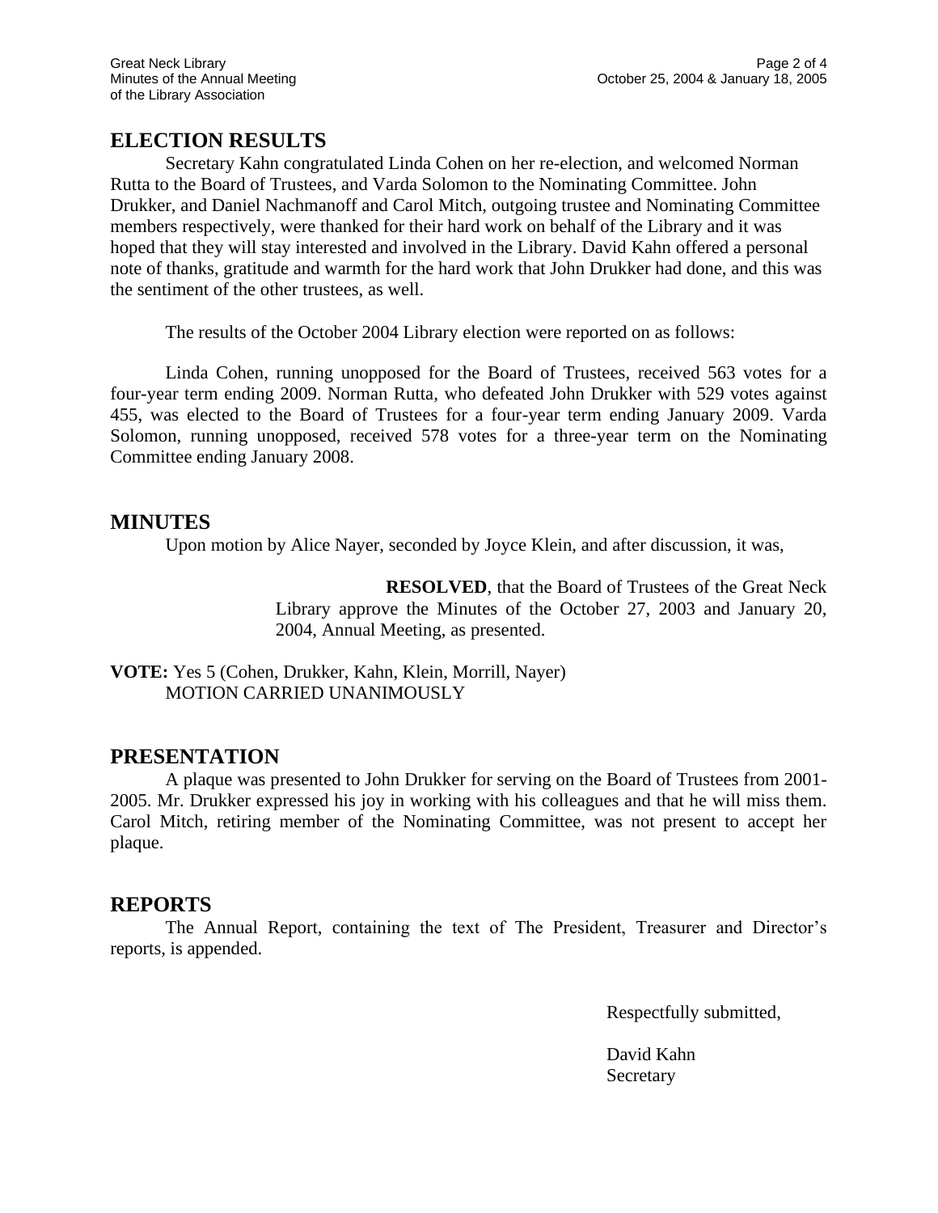## ELECTION RESULTS

Secretary Kahn congratulated Linda Cohen on her re-election, and welcomed Norman Rutta to the Board of Trustees, and Varda Solomon to the Nominating Committee. John Drukker, and Daniel Nachmanoff and Carol Mitch, outgoing trustee and Nominating Committee members respectively, were thanked for their hard work on behalf of the Library and it was hoped that they will stay interested and involved in the Library. David Kahn offered a personal note of thanks, gratitude and warmth for the hard work that John Drukker had done, and this was the sentiment of the other trustees, as well.

The results of the October 2004 Library election were reported on as follows:

Linda Cohen, running unopposed for the Board of Trustees, received 563 votes for a four-year term ending 2009. Norman Rutta, who defeated John Drukker with 529 votes against 455, was elected to the Board of Trustees for a four-year term ending January 2009. Varda Solomon, running unopposed, received 578 votes for a three-year term on the Nominating Committee ending January 2008.

## MINUTES

Upon motion by Alice Nayer, seconded by Joyce Klein, and after discussion, it was,

> **RESOLVED**, that the Board of Trustees of the Great Neck Library approve the Minutes of the October 27, 2003 and January 20, 2004, Annual Meeting, as presented.

**VOTE:** Yes 5 (Cohen, Drukker, Kahn, Klein, Morrill, Nayer)
MOTION CARRIED UNANIMOUSLY

## PRESENTATION

A plaque was presented to John Drukker for serving on the Board of Trustees from 2001-2005. Mr. Drukker expressed his joy in working with his colleagues and that he will miss them. Carol Mitch, retiring member of the Nominating Committee, was not present to accept her plaque.

## REPORTS

The Annual Report, containing the text of The President, Treasurer and Director's reports, is appended.

Respectfully submitted,

David Kahn
Secretary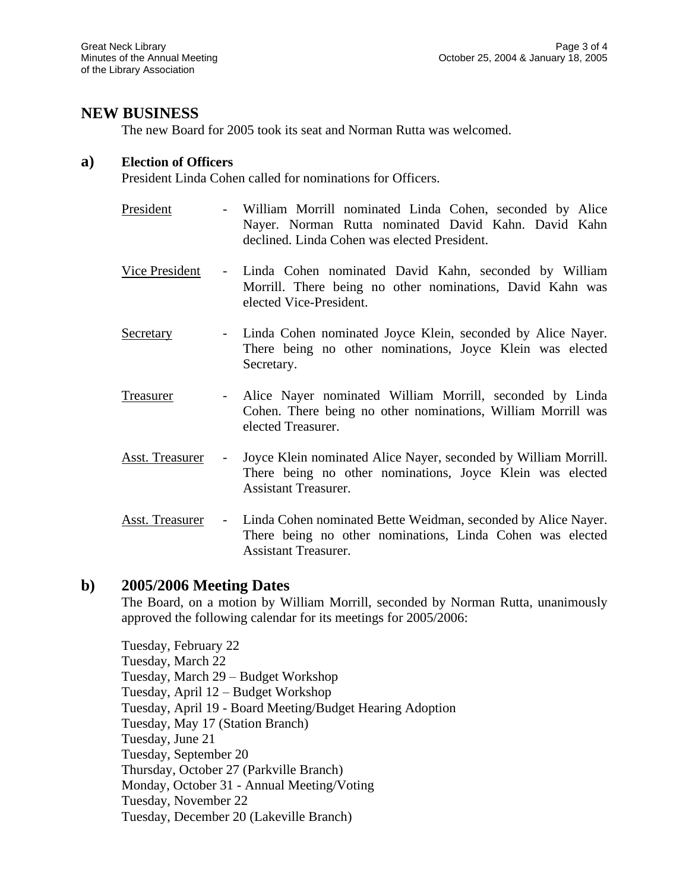## NEW BUSINESS

The new Board for 2005 took its seat and Norman Rutta was welcomed.

### a) Election of Officers

President Linda Cohen called for nominations for Officers.

<u>President</u> - William Morrill nominated Linda Cohen, seconded by Alice Nayer. Norman Rutta nominated David Kahn. David Kahn declined. Linda Cohen was elected President.

<u>Vice President</u> - Linda Cohen nominated David Kahn, seconded by William Morrill. There being no other nominations, David Kahn was elected Vice-President.

<u>Secretary</u> - Linda Cohen nominated Joyce Klein, seconded by Alice Nayer. There being no other nominations, Joyce Klein was elected Secretary.

<u>Treasurer</u> - Alice Nayer nominated William Morrill, seconded by Linda Cohen. There being no other nominations, William Morrill was elected Treasurer.

<u>Asst. Treasurer</u> - Joyce Klein nominated Alice Nayer, seconded by William Morrill. There being no other nominations, Joyce Klein was elected Assistant Treasurer.

<u>Asst. Treasurer</u> - Linda Cohen nominated Bette Weidman, seconded by Alice Nayer. There being no other nominations, Linda Cohen was elected Assistant Treasurer.

### b) 2005/2006 Meeting Dates

The Board, on a motion by William Morrill, seconded by Norman Rutta, unanimously approved the following calendar for its meetings for 2005/2006:

Tuesday, February 22
Tuesday, March 22
Tuesday, March 29 – Budget Workshop
Tuesday, April 12 – Budget Workshop
Tuesday, April 19 - Board Meeting/Budget Hearing Adoption
Tuesday, May 17 (Station Branch)
Tuesday, June 21
Tuesday, September 20
Thursday, October 27 (Parkville Branch)
Monday, October 31 - Annual Meeting/Voting
Tuesday, November 22
Tuesday, December 20 (Lakeville Branch)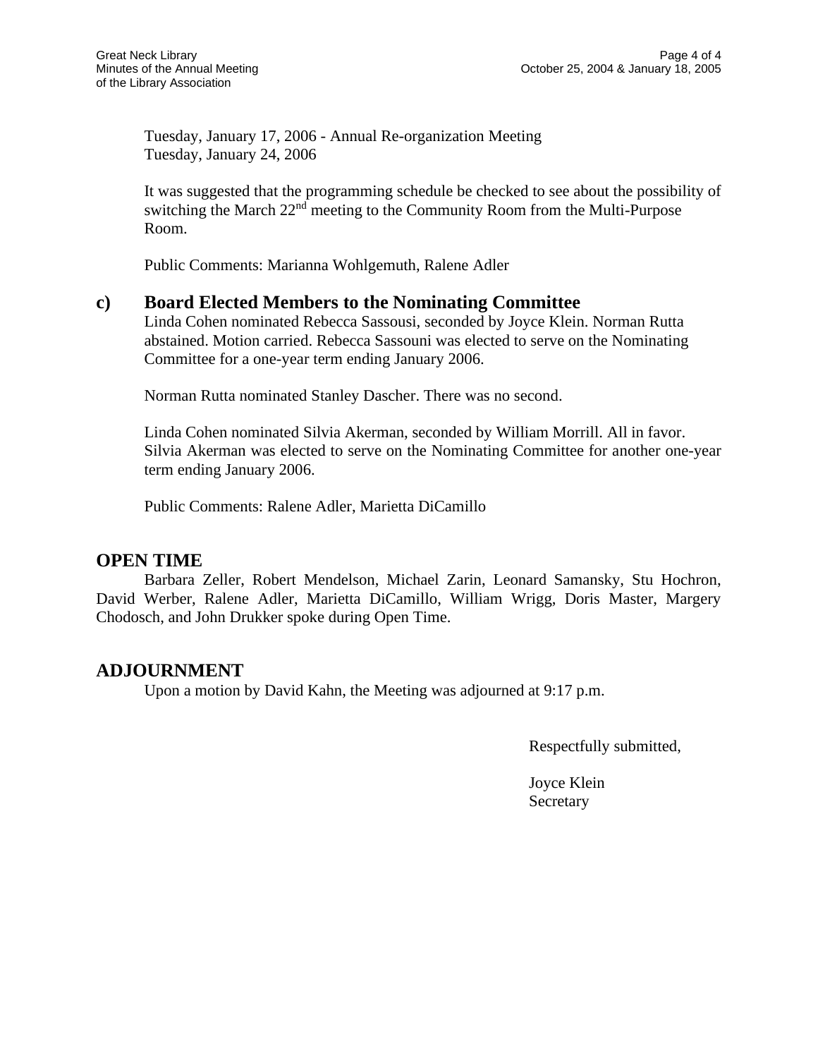Tuesday, January 17, 2006 - Annual Re-organization Meeting
Tuesday, January 24, 2006

It was suggested that the programming schedule be checked to see about the possibility of switching the March 22nd meeting to the Community Room from the Multi-Purpose Room.

Public Comments: Marianna Wohlgemuth, Ralene Adler

### c) Board Elected Members to the Nominating Committee

Linda Cohen nominated Rebecca Sassousi, seconded by Joyce Klein. Norman Rutta abstained. Motion carried. Rebecca Sassouni was elected to serve on the Nominating Committee for a one-year term ending January 2006.

Norman Rutta nominated Stanley Dascher. There was no second.

Linda Cohen nominated Silvia Akerman, seconded by William Morrill. All in favor. Silvia Akerman was elected to serve on the Nominating Committee for another one-year term ending January 2006.

Public Comments: Ralene Adler, Marietta DiCamillo

## OPEN TIME

Barbara Zeller, Robert Mendelson, Michael Zarin, Leonard Samansky, Stu Hochron, David Werber, Ralene Adler, Marietta DiCamillo, William Wrigg, Doris Master, Margery Chodosch, and John Drukker spoke during Open Time.

## ADJOURNMENT

Upon a motion by David Kahn, the Meeting was adjourned at 9:17 p.m.

Respectfully submitted,

Joyce Klein
Secretary